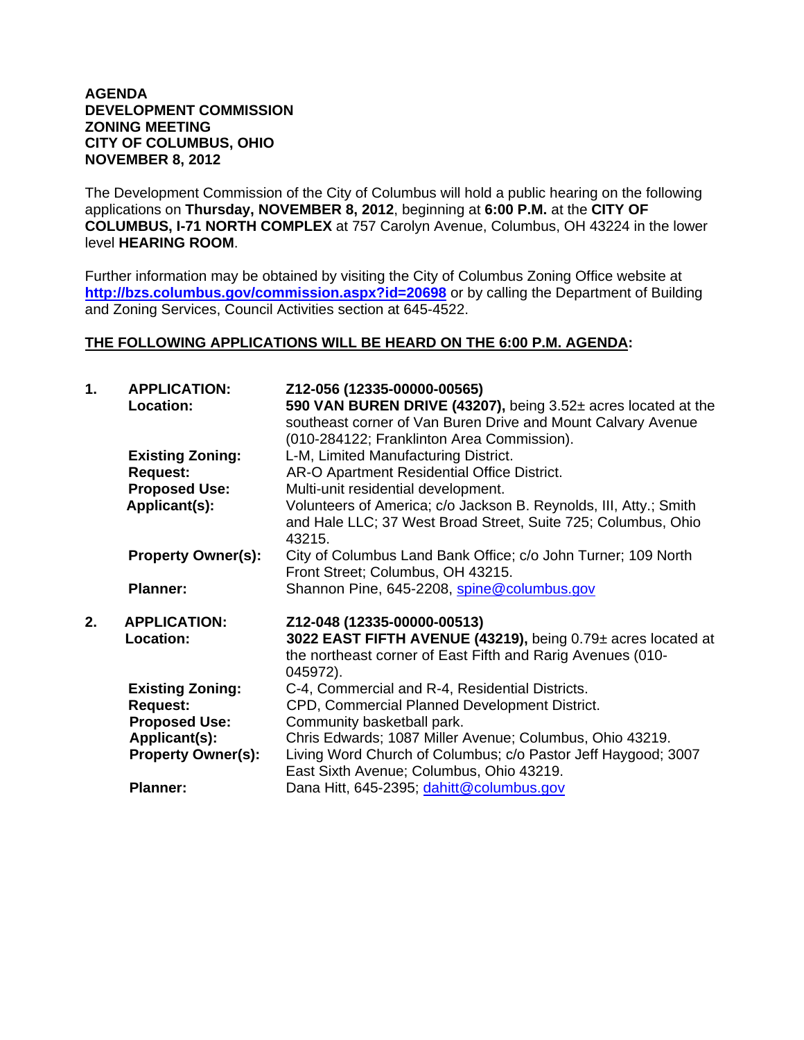**AGENDA**
**DEVELOPMENT COMMISSION**
**ZONING MEETING**
**CITY OF COLUMBUS, OHIO**
**NOVEMBER 8, 2012**

The Development Commission of the City of Columbus will hold a public hearing on the following applications on **Thursday, NOVEMBER 8, 2012**, beginning at **6:00 P.M.** at the **CITY OF COLUMBUS, I-71 NORTH COMPLEX** at 757 Carolyn Avenue, Columbus, OH 43224 in the lower level **HEARING ROOM**.

Further information may be obtained by visiting the City of Columbus Zoning Office website at **http://bzs.columbus.gov/commission.aspx?id=20698** or by calling the Department of Building and Zoning Services, Council Activities section at 645-4522.

**THE FOLLOWING APPLICATIONS WILL BE HEARD ON THE 6:00 P.M. AGENDA:**

**1. APPLICATION:** **Z12-056 (12335-00000-00565)**
**Location:** **590 VAN BUREN DRIVE (43207),** being 3.52± acres located at the southeast corner of Van Buren Drive and Mount Calvary Avenue (010-284122; Franklinton Area Commission).
**Existing Zoning:** L-M, Limited Manufacturing District.
**Request:** AR-O Apartment Residential Office District.
**Proposed Use:** Multi-unit residential development.
**Applicant(s):** Volunteers of America; c/o Jackson B. Reynolds, III, Atty.; Smith and Hale LLC; 37 West Broad Street, Suite 725; Columbus, Ohio 43215.
**Property Owner(s):** City of Columbus Land Bank Office; c/o John Turner; 109 North Front Street; Columbus, OH 43215.
**Planner:** Shannon Pine, 645-2208, spine@columbus.gov

**2. APPLICATION:** **Z12-048 (12335-00000-00513)**
**Location:** **3022 EAST FIFTH AVENUE (43219),** being 0.79± acres located at the northeast corner of East Fifth and Rarig Avenues (010-045972).
**Existing Zoning:** C-4, Commercial and R-4, Residential Districts.
**Request:** CPD, Commercial Planned Development District.
**Proposed Use:** Community basketball park.
**Applicant(s):** Chris Edwards; 1087 Miller Avenue; Columbus, Ohio 43219.
**Property Owner(s):** Living Word Church of Columbus; c/o Pastor Jeff Haygood; 3007 East Sixth Avenue; Columbus, Ohio 43219.
**Planner:** Dana Hitt, 645-2395; dahitt@columbus.gov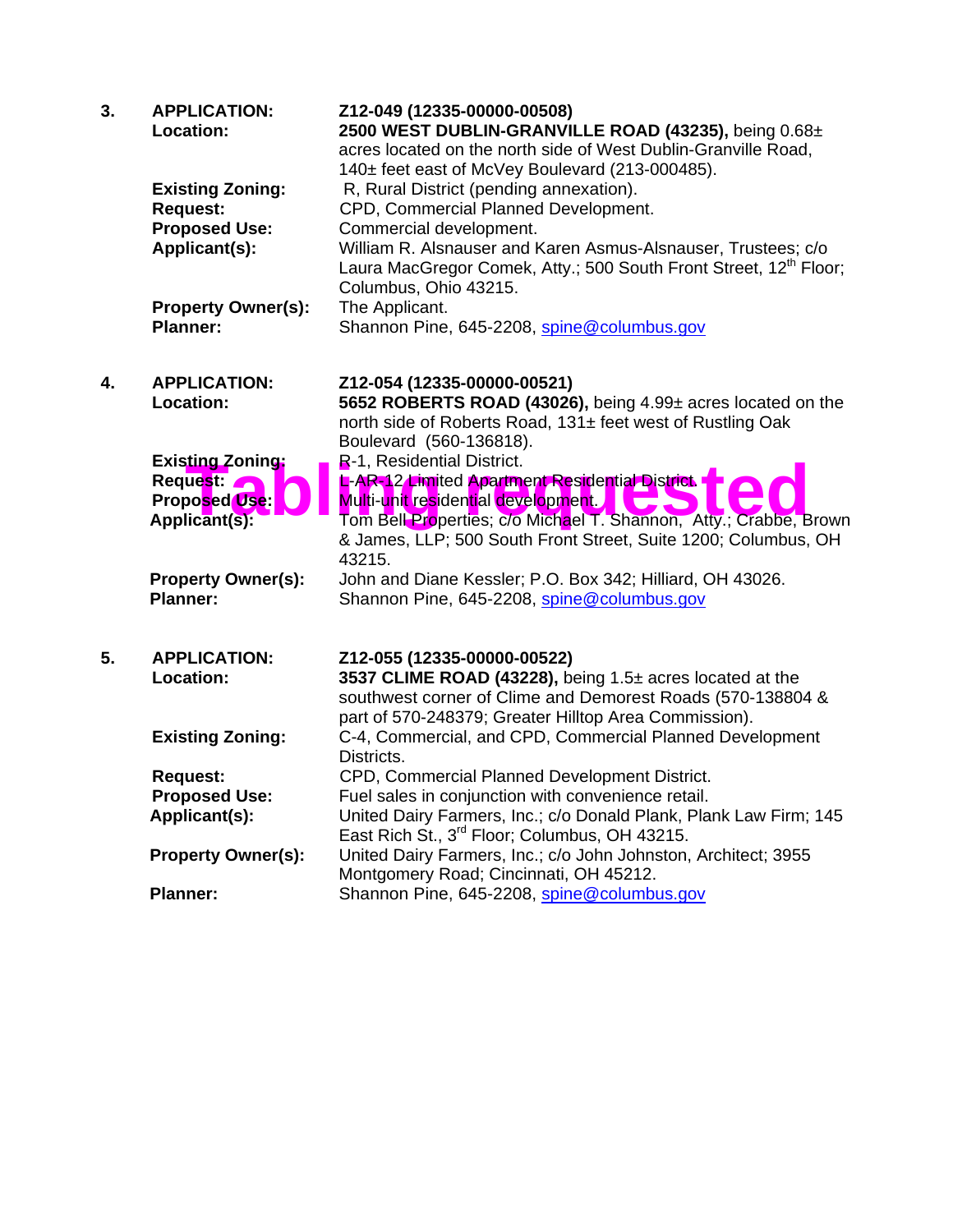3. **APPLICATION:** **Z12-049 (12335-00000-00508)**

   **Location:** **2500 WEST DUBLIN-GRANVILLE ROAD (43235),** being 0.68± acres located on the north side of West Dublin-Granville Road, 140± feet east of McVey Boulevard (213-000485).

   **Existing Zoning:** R, Rural District (pending annexation).

   **Request:** CPD, Commercial Planned Development.

   **Proposed Use:** Commercial development.

   **Applicant(s):** William R. Alsnauser and Karen Asmus-Alsnauser, Trustees; c/o Laura MacGregor Comek, Atty.; 500 South Front Street, 12th Floor; Columbus, Ohio 43215.

   **Property Owner(s):** The Applicant.

   **Planner:** Shannon Pine, 645-2208, spine@columbus.gov

4. **APPLICATION:** **Z12-054 (12335-00000-00521)**

   **Location:** **5652 ROBERTS ROAD (43026),** being 4.99± acres located on the north side of Roberts Road, 131± feet west of Rustling Oak Boulevard (560-136818).

   **Existing Zoning:** R-1, Residential District.

   **Request:** L-AR-12 Limited Apartment Residential District.

   **Proposed Use:** Multi-unit residential development.

   **Applicant(s):** Tom Bell Properties; c/o Michael T. Shannon, Atty.; Crabbe, Brown & James, LLP; 500 South Front Street, Suite 1200; Columbus, OH 43215.

   **Property Owner(s):** John and Diane Kessler; P.O. Box 342; Hilliard, OH 43026.

   **Planner:** Shannon Pine, 645-2208, spine@columbus.gov

   **Tabling requested**

5. **APPLICATION:** **Z12-055 (12335-00000-00522)**

   **Location:** **3537 CLIME ROAD (43228),** being 1.5± acres located at the southwest corner of Clime and Demorest Roads (570-138804 & part of 570-248379; Greater Hilltop Area Commission).

   **Existing Zoning:** C-4, Commercial, and CPD, Commercial Planned Development Districts.

   **Request:** CPD, Commercial Planned Development District.

   **Proposed Use:** Fuel sales in conjunction with convenience retail.

   **Applicant(s):** United Dairy Farmers, Inc.; c/o Donald Plank, Plank Law Firm; 145 East Rich St., 3rd Floor; Columbus, OH 43215.

   **Property Owner(s):** United Dairy Farmers, Inc.; c/o John Johnston, Architect; 3955 Montgomery Road; Cincinnati, OH 45212.

   **Planner:** Shannon Pine, 645-2208, spine@columbus.gov